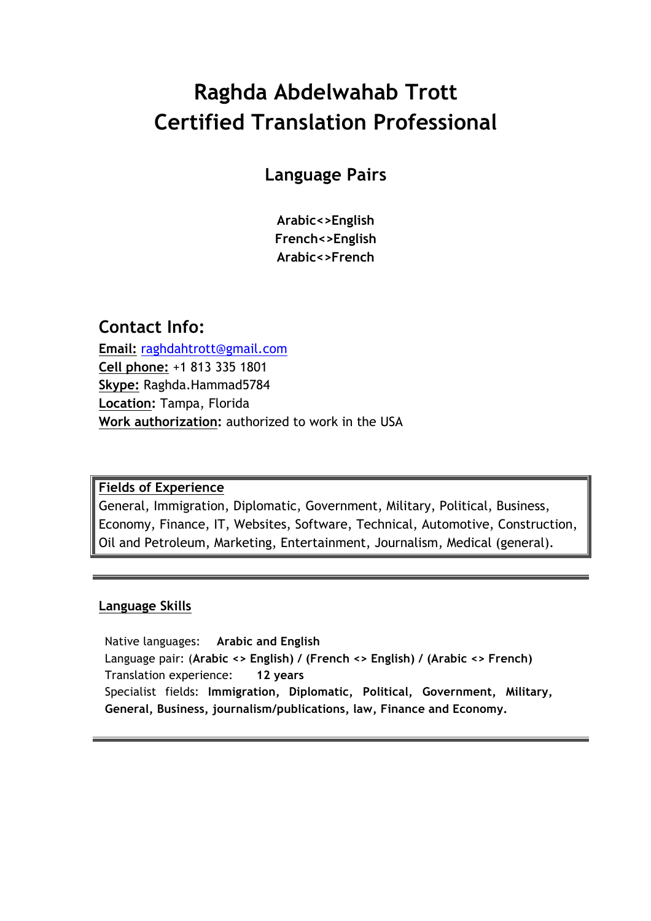# Raghda Abdelwahab Trott
# Certified Translation Professional

## Language Pairs

**Arabic<>English**
**French<>English**
**Arabic<>French**

## Contact Info:

**Email:** raghdahtrott@gmail.com
**Cell phone:** +1 813 335 1801
**Skype:** Raghda.Hammad5784
**Location:** Tampa, Florida
**Work authorization:** authorized to work in the USA

**Fields of Experience**
General, Immigration, Diplomatic, Government, Military, Political, Business, Economy, Finance, IT, Websites, Software, Technical, Automotive, Construction, Oil and Petroleum, Marketing, Entertainment, Journalism, Medical (general).

---

**Language Skills**

Native languages: **Arabic and English**
Language pair: (**Arabic <> English) / (French <> English) / (Arabic <> French)**
Translation experience: **12 years**
Specialist fields: **Immigration, Diplomatic, Political, Government, Military, General, Business, journalism/publications, law, Finance and Economy.**

---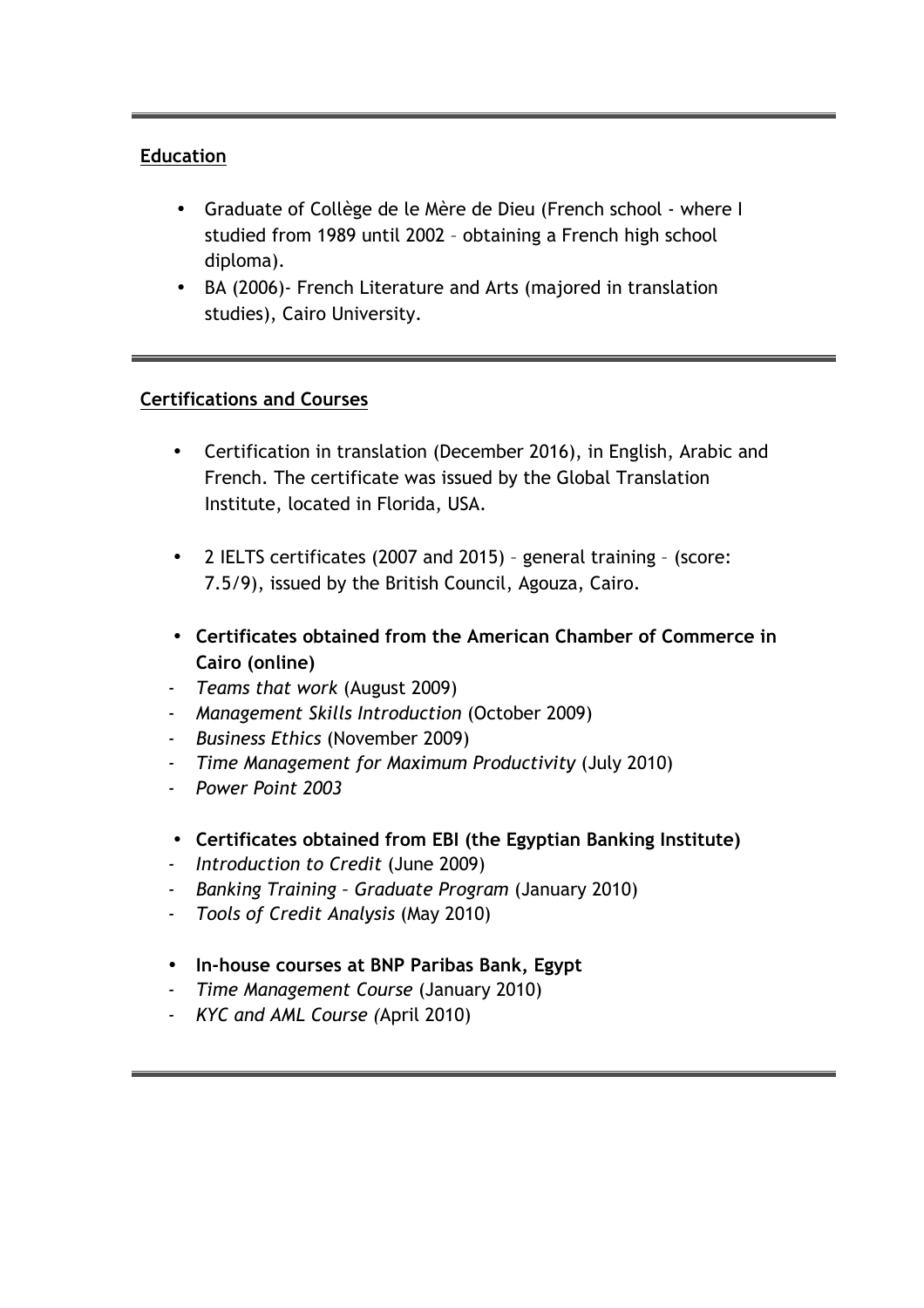---

**Education**

- Graduate of Collège de le Mère de Dieu (French school - where I studied from 1989 until 2002 – obtaining a French high school diploma).
- BA (2006)- French Literature and Arts (majored in translation studies), Cairo University.

---

**Certifications and Courses**

- Certification in translation (December 2016), in English, Arabic and French. The certificate was issued by the Global Translation Institute, located in Florida, USA.

- 2 IELTS certificates (2007 and 2015) – general training – (score: 7.5/9), issued by the British Council, Agouza, Cairo.

- **Certificates obtained from the American Chamber of Commerce in Cairo (online)**
  - *Teams that work* (August 2009)
  - *Management Skills Introduction* (October 2009)
  - *Business Ethics* (November 2009)
  - *Time Management for Maximum Productivity* (July 2010)
  - *Power Point 2003*

- **Certificates obtained from EBI (the Egyptian Banking Institute)**
  - *Introduction to Credit* (June 2009)
  - *Banking Training – Graduate Program* (January 2010)
  - *Tools of Credit Analysis* (May 2010)

- **In-house courses at BNP Paribas Bank, Egypt**
  - *Time Management Course* (January 2010)
  - *KYC and AML Course (*April 2010)

---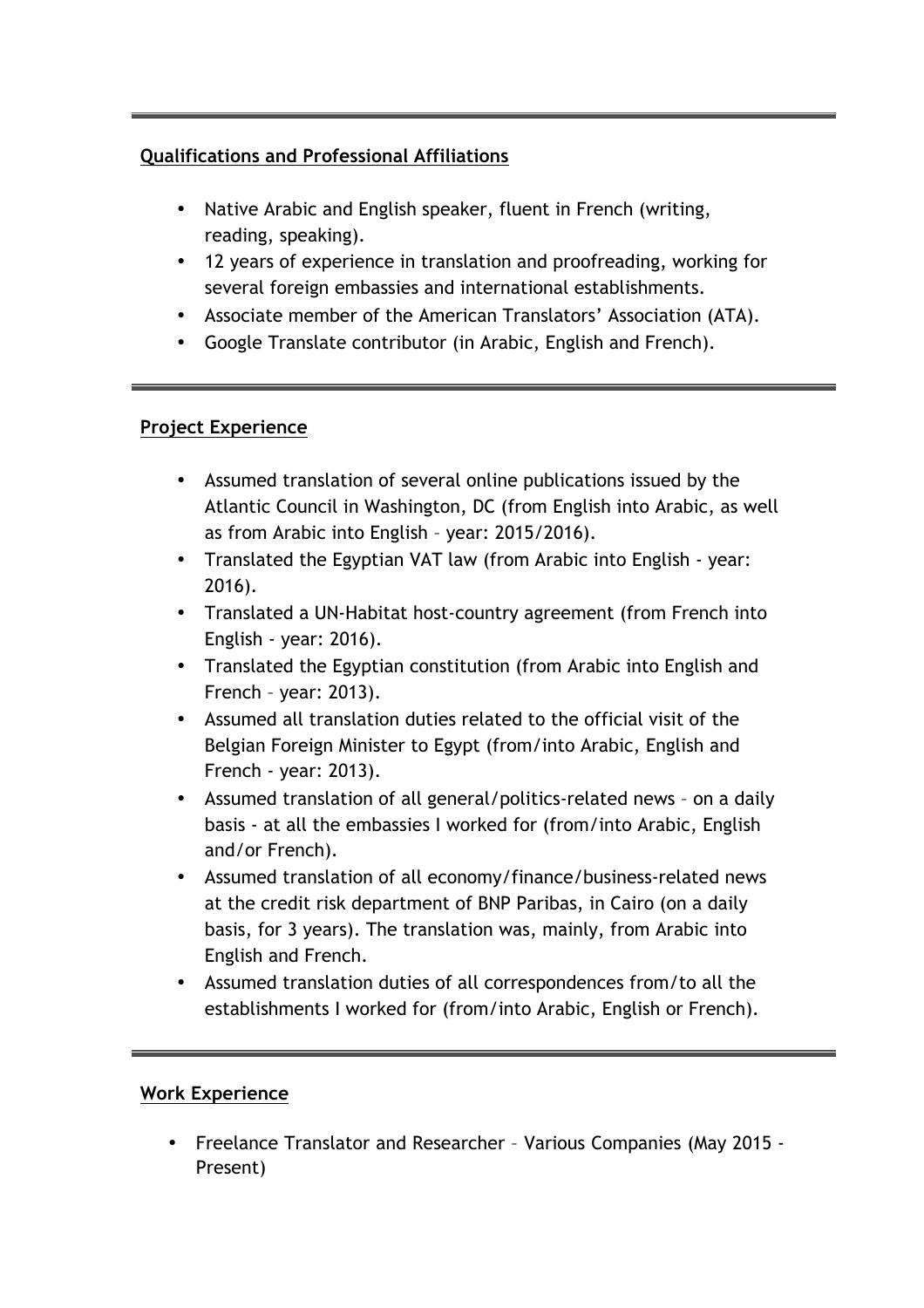---

## Qualifications and Professional Affiliations

- Native Arabic and English speaker, fluent in French (writing, reading, speaking).
- 12 years of experience in translation and proofreading, working for several foreign embassies and international establishments.
- Associate member of the American Translators' Association (ATA).
- Google Translate contributor (in Arabic, English and French).

---

## Project Experience

- Assumed translation of several online publications issued by the Atlantic Council in Washington, DC (from English into Arabic, as well as from Arabic into English – year: 2015/2016).
- Translated the Egyptian VAT law (from Arabic into English - year: 2016).
- Translated a UN-Habitat host-country agreement (from French into English - year: 2016).
- Translated the Egyptian constitution (from Arabic into English and French – year: 2013).
- Assumed all translation duties related to the official visit of the Belgian Foreign Minister to Egypt (from/into Arabic, English and French - year: 2013).
- Assumed translation of all general/politics-related news – on a daily basis - at all the embassies I worked for (from/into Arabic, English and/or French).
- Assumed translation of all economy/finance/business-related news at the credit risk department of BNP Paribas, in Cairo (on a daily basis, for 3 years). The translation was, mainly, from Arabic into English and French.
- Assumed translation duties of all correspondences from/to all the establishments I worked for (from/into Arabic, English or French).

---

## Work Experience

- Freelance Translator and Researcher – Various Companies (May 2015 - Present)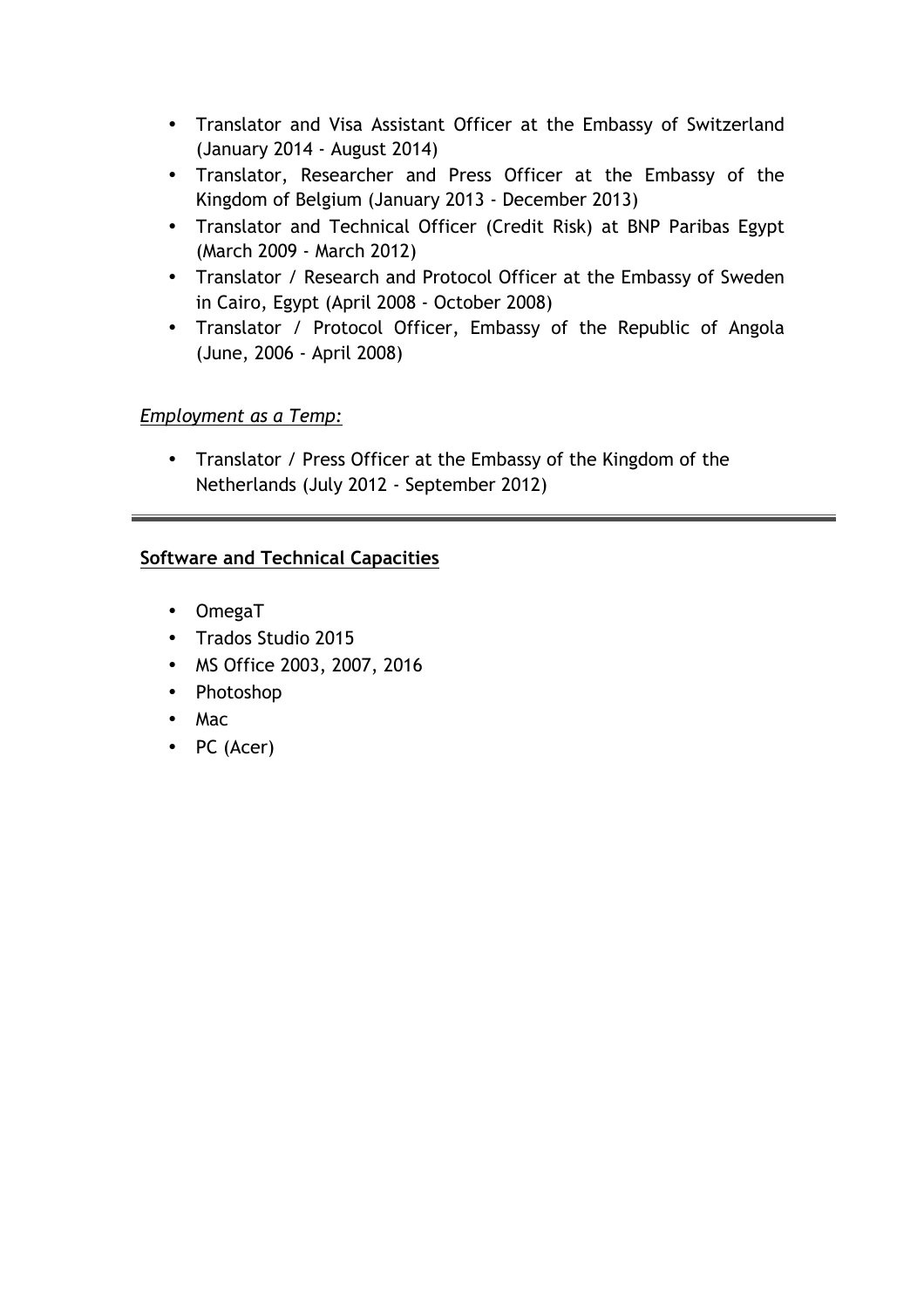- Translator and Visa Assistant Officer at the Embassy of Switzerland (January 2014 - August 2014)
- Translator, Researcher and Press Officer at the Embassy of the Kingdom of Belgium (January 2013 - December 2013)
- Translator and Technical Officer (Credit Risk) at BNP Paribas Egypt (March 2009 - March 2012)
- Translator / Research and Protocol Officer at the Embassy of Sweden in Cairo, Egypt (April 2008 - October 2008)
- Translator / Protocol Officer, Embassy of the Republic of Angola (June, 2006 - April 2008)

*Employment as a Temp:*

- Translator / Press Officer at the Embassy of the Kingdom of the Netherlands (July 2012 - September 2012)

---

**Software and Technical Capacities**

- OmegaT
- Trados Studio 2015
- MS Office 2003, 2007, 2016
- Photoshop
- Mac
- PC (Acer)